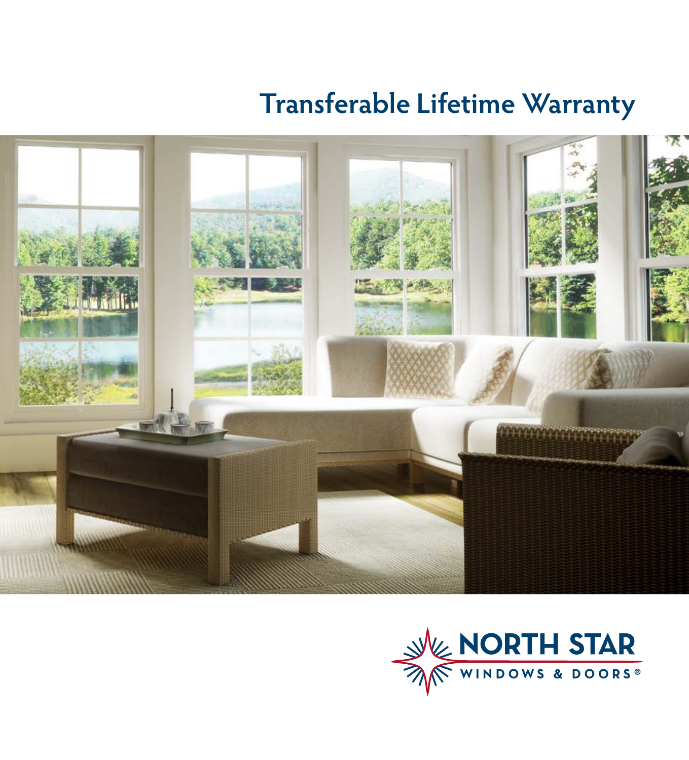# Transferable Lifetime Warranty

NORTH STAR
WINDOWS & DOORS®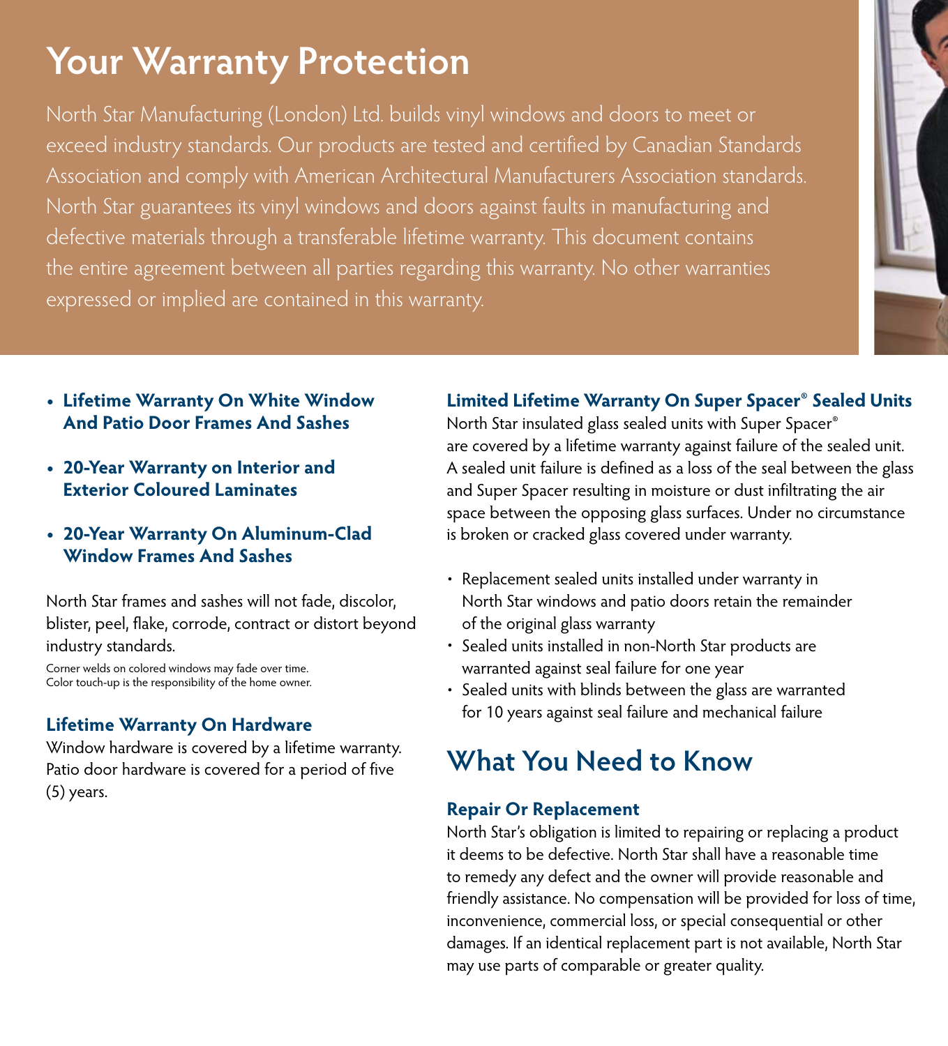# Your Warranty Protection

North Star Manufacturing (London) Ltd. builds vinyl windows and doors to meet or exceed industry standards. Our products are tested and certified by Canadian Standards Association and comply with American Architectural Manufacturers Association standards. North Star guarantees its vinyl windows and doors against faults in manufacturing and defective materials through a transferable lifetime warranty. This document contains the entire agreement between all parties regarding this warranty. No other warranties expressed or implied are contained in this warranty.

- **Lifetime Warranty On White Window And Patio Door Frames And Sashes**
- **20-Year Warranty on Interior and Exterior Coloured Laminates**
- **20-Year Warranty On Aluminum-Clad Window Frames And Sashes**

North Star frames and sashes will not fade, discolor, blister, peel, flake, corrode, contract or distort beyond industry standards.

Corner welds on colored windows may fade over time.
Color touch-up is the responsibility of the home owner.

### Lifetime Warranty On Hardware

Window hardware is covered by a lifetime warranty. Patio door hardware is covered for a period of five (5) years.

### Limited Lifetime Warranty On Super Spacer® Sealed Units

North Star insulated glass sealed units with Super Spacer® are covered by a lifetime warranty against failure of the sealed unit. A sealed unit failure is defined as a loss of the seal between the glass and Super Spacer resulting in moisture or dust infiltrating the air space between the opposing glass surfaces. Under no circumstance is broken or cracked glass covered under warranty.

- Replacement sealed units installed under warranty in North Star windows and patio doors retain the remainder of the original glass warranty
- Sealed units installed in non-North Star products are warranted against seal failure for one year
- Sealed units with blinds between the glass are warranted for 10 years against seal failure and mechanical failure

## What You Need to Know

### Repair Or Replacement

North Star's obligation is limited to repairing or replacing a product it deems to be defective. North Star shall have a reasonable time to remedy any defect and the owner will provide reasonable and friendly assistance. No compensation will be provided for loss of time, inconvenience, commercial loss, or special consequential or other damages. If an identical replacement part is not available, North Star may use parts of comparable or greater quality.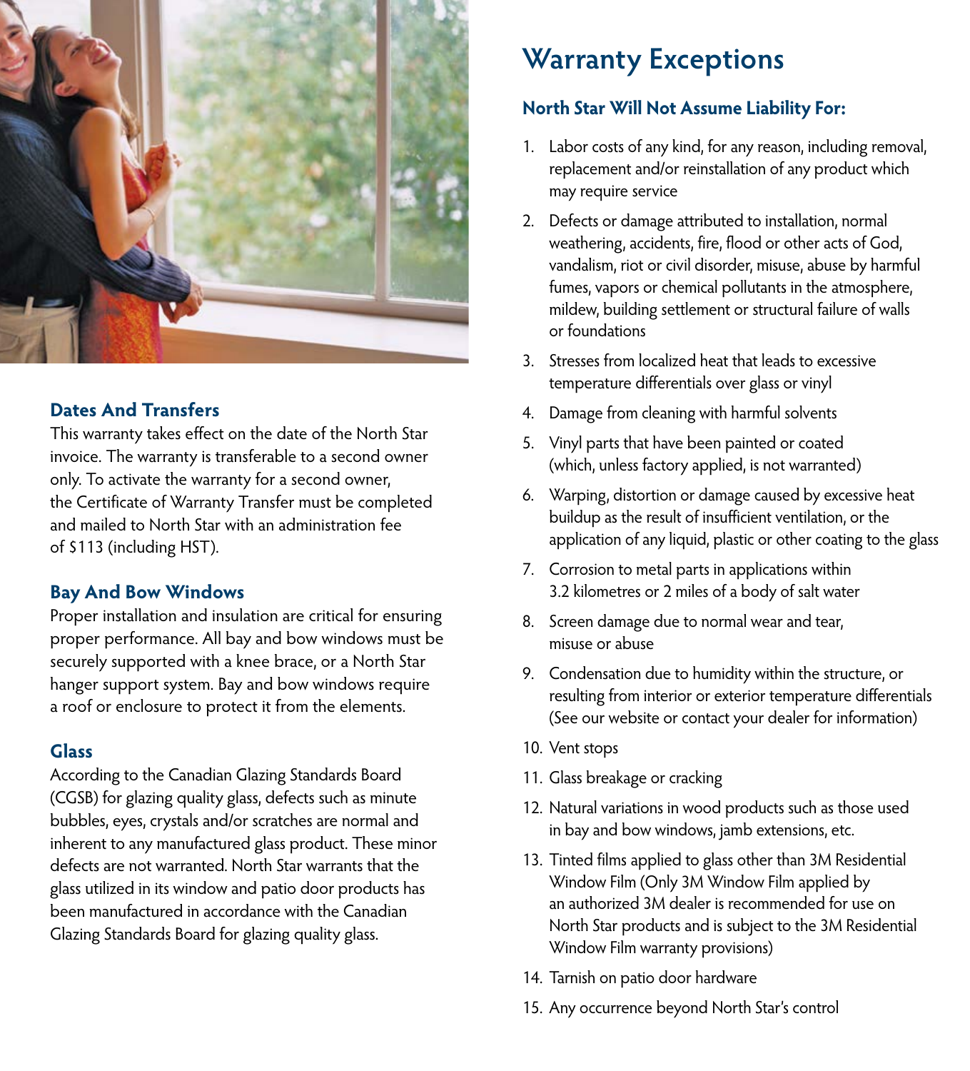### Dates And Transfers

This warranty takes effect on the date of the North Star invoice. The warranty is transferable to a second owner only. To activate the warranty for a second owner, the Certificate of Warranty Transfer must be completed and mailed to North Star with an administration fee of $113 (including HST).

### Bay And Bow Windows

Proper installation and insulation are critical for ensuring proper performance. All bay and bow windows must be securely supported with a knee brace, or a North Star hanger support system. Bay and bow windows require a roof or enclosure to protect it from the elements.

### Glass

According to the Canadian Glazing Standards Board (CGSB) for glazing quality glass, defects such as minute bubbles, eyes, crystals and/or scratches are normal and inherent to any manufactured glass product. These minor defects are not warranted. North Star warrants that the glass utilized in its window and patio door products has been manufactured in accordance with the Canadian Glazing Standards Board for glazing quality glass.

## Warranty Exceptions

### North Star Will Not Assume Liability For:

1. Labor costs of any kind, for any reason, including removal, replacement and/or reinstallation of any product which may require service
2. Defects or damage attributed to installation, normal weathering, accidents, fire, flood or other acts of God, vandalism, riot or civil disorder, misuse, abuse by harmful fumes, vapors or chemical pollutants in the atmosphere, mildew, building settlement or structural failure of walls or foundations
3. Stresses from localized heat that leads to excessive temperature differentials over glass or vinyl
4. Damage from cleaning with harmful solvents
5. Vinyl parts that have been painted or coated (which, unless factory applied, is not warranted)
6. Warping, distortion or damage caused by excessive heat buildup as the result of insufficient ventilation, or the application of any liquid, plastic or other coating to the glass
7. Corrosion to metal parts in applications within 3.2 kilometres or 2 miles of a body of salt water
8. Screen damage due to normal wear and tear, misuse or abuse
9. Condensation due to humidity within the structure, or resulting from interior or exterior temperature differentials (See our website or contact your dealer for information)
10. Vent stops
11. Glass breakage or cracking
12. Natural variations in wood products such as those used in bay and bow windows, jamb extensions, etc.
13. Tinted films applied to glass other than 3M Residential Window Film (Only 3M Window Film applied by an authorized 3M dealer is recommended for use on North Star products and is subject to the 3M Residential Window Film warranty provisions)
14. Tarnish on patio door hardware
15. Any occurrence beyond North Star's control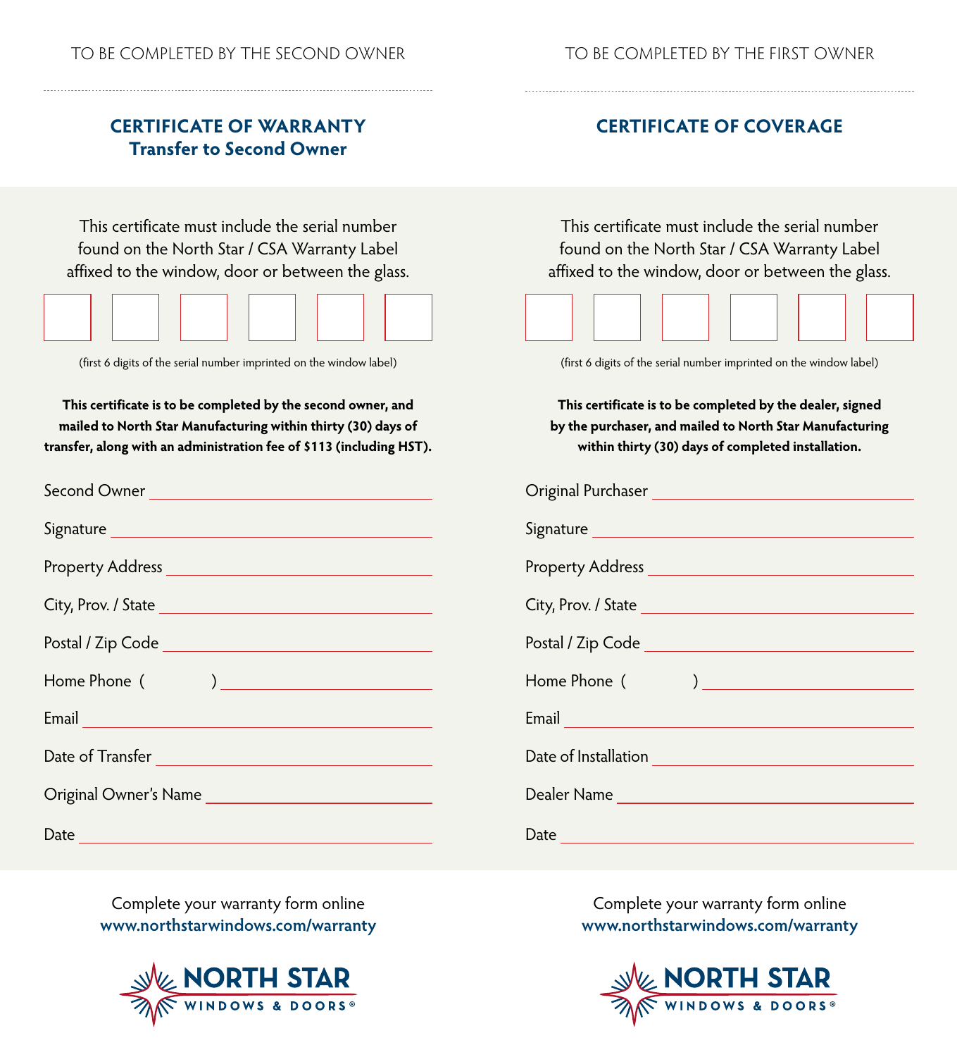TO BE COMPLETED BY THE SECOND OWNER

## CERTIFICATE OF WARRANTY
## Transfer to Second Owner

This certificate must include the serial number found on the North Star / CSA Warranty Label affixed to the window, door or between the glass.

| | | | | | |
|---|---|---|---|---|---|
| | | | | | |

(first 6 digits of the serial number imprinted on the window label)

**This certificate is to be completed by the second owner, and mailed to North Star Manufacturing within thirty (30) days of transfer, along with an administration fee of $113 (including HST).**

Second Owner ______________________

Signature ______________________

Property Address ______________________

City, Prov. / State ______________________

Postal / Zip Code ______________________

Home Phone ( ) ______________________

Email ______________________

Date of Transfer ______________________

Original Owner's Name ______________________

Date ______________________

Complete your warranty form online
**www.northstarwindows.com/warranty**

NORTH STAR WINDOWS & DOORS®

TO BE COMPLETED BY THE FIRST OWNER

## CERTIFICATE OF COVERAGE

This certificate must include the serial number found on the North Star / CSA Warranty Label affixed to the window, door or between the glass.

| | | | | | |
|---|---|---|---|---|---|
| | | | | | |

(first 6 digits of the serial number imprinted on the window label)

**This certificate is to be completed by the dealer, signed by the purchaser, and mailed to North Star Manufacturing within thirty (30) days of completed installation.**

Original Purchaser ______________________

Signature ______________________

Property Address ______________________

City, Prov. / State ______________________

Postal / Zip Code ______________________

Home Phone ( ) ______________________

Email ______________________

Date of Installation ______________________

Dealer Name ______________________

Date ______________________

Complete your warranty form online
**www.northstarwindows.com/warranty**

NORTH STAR WINDOWS & DOORS®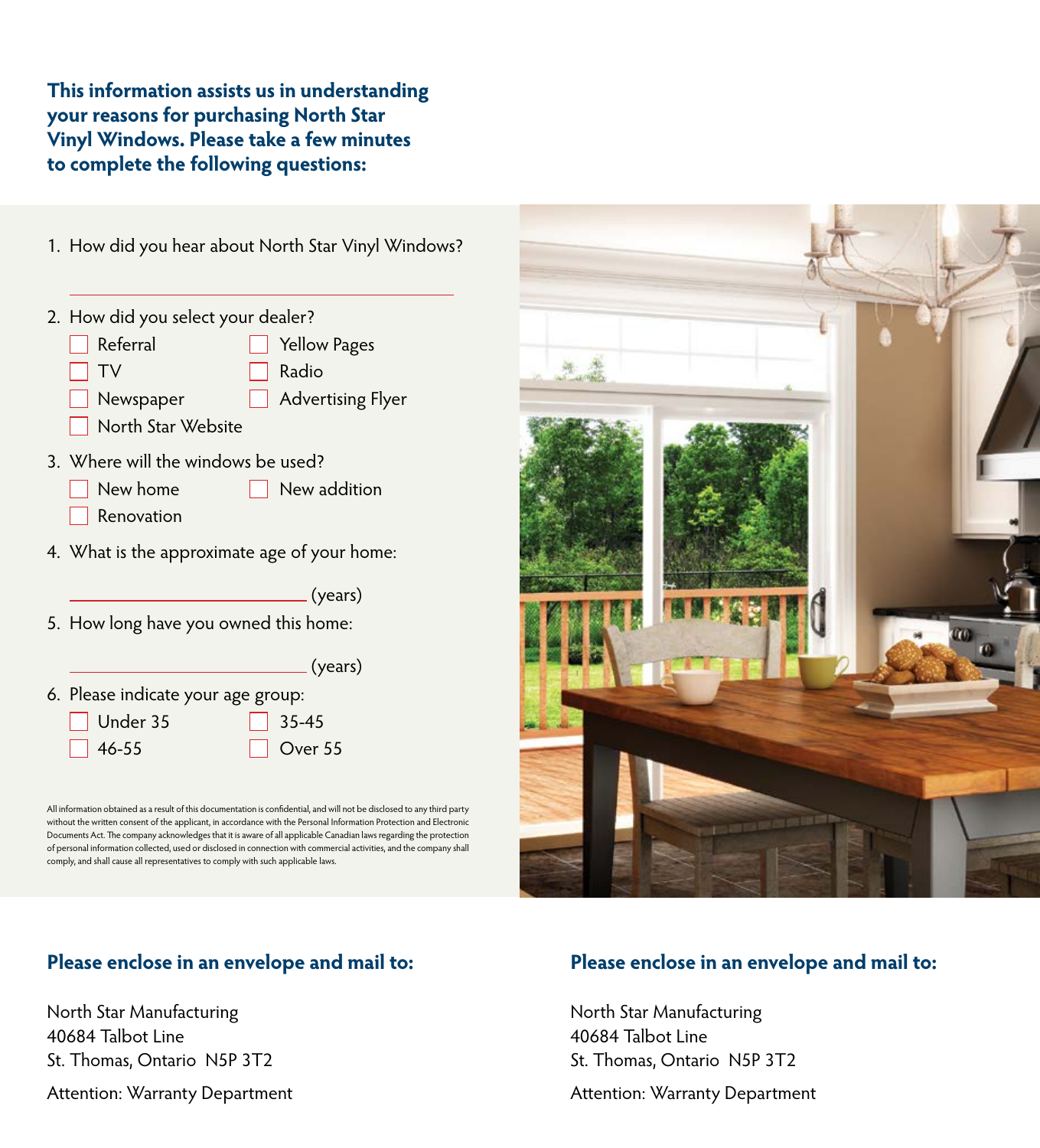**This information assists us in understanding your reasons for purchasing North Star Vinyl Windows. Please take a few minutes to complete the following questions:**

1. How did you hear about North Star Vinyl Windows?

   ______________________________

2. How did you select your dealer?
   - ☐ Referral
   - ☐ Yellow Pages
   - ☐ TV
   - ☐ Radio
   - ☐ Newspaper
   - ☐ Advertising Flyer
   - ☐ North Star Website

3. Where will the windows be used?
   - ☐ New home
   - ☐ New addition
   - ☐ Renovation

4. What is the approximate age of your home:

   ______________________ (years)

5. How long have you owned this home:

   ______________________ (years)

6. Please indicate your age group:
   - ☐ Under 35
   - ☐ 35-45
   - ☐ 46-55
   - ☐ Over 55

All information obtained as a result of this documentation is confidential, and will not be disclosed to any third party without the written consent of the applicant, in accordance with the Personal Information Protection and Electronic Documents Act. The company acknowledges that it is aware of all applicable Canadian laws regarding the protection of personal information collected, used or disclosed in connection with commercial activities, and the company shall comply, and shall cause all representatives to comply with such applicable laws.

**Please enclose in an envelope and mail to:**

North Star Manufacturing
40684 Talbot Line
St. Thomas, Ontario N5P 3T2

Attention: Warranty Department

**Please enclose in an envelope and mail to:**

North Star Manufacturing
40684 Talbot Line
St. Thomas, Ontario N5P 3T2

Attention: Warranty Department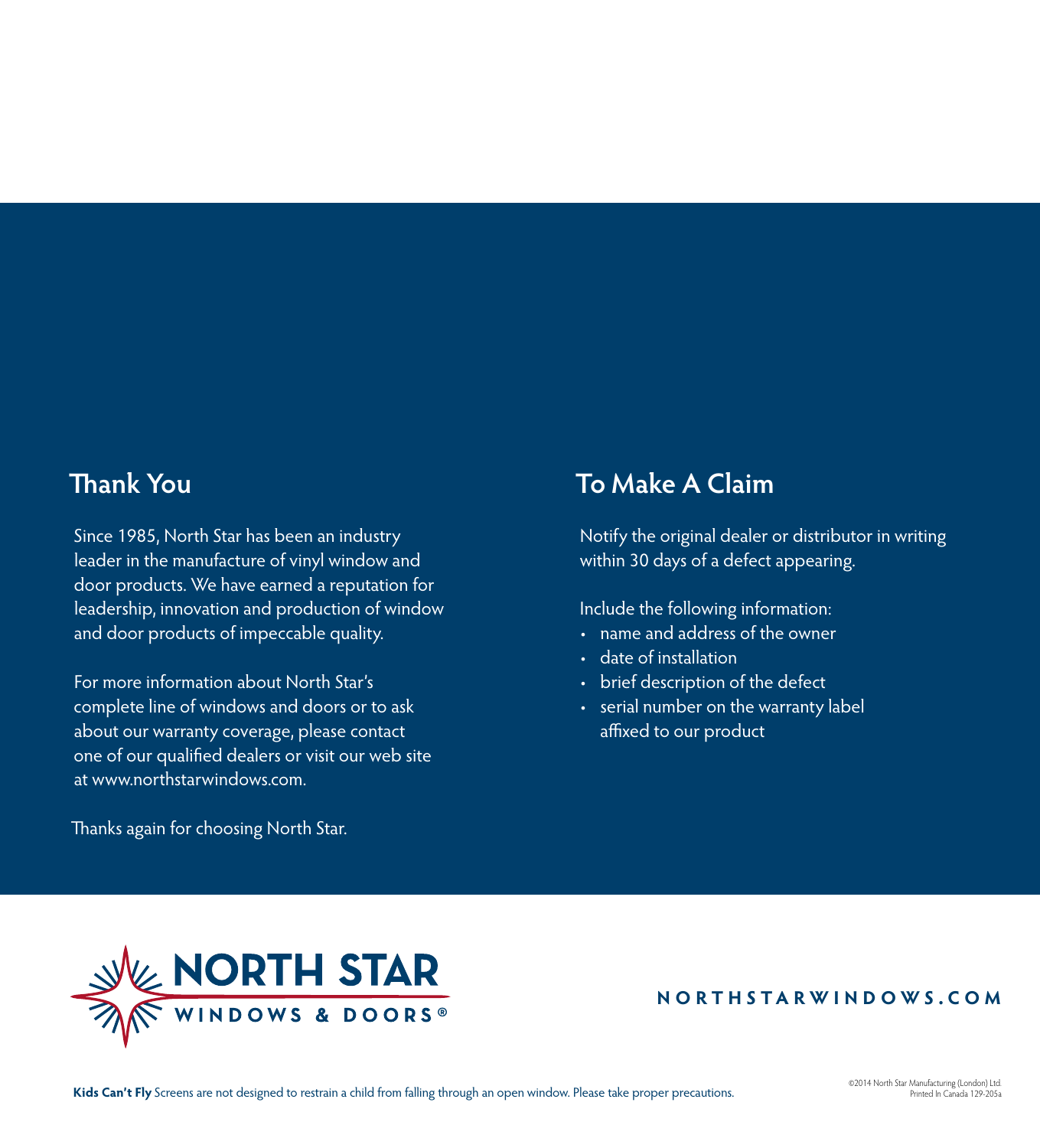## Thank You

Since 1985, North Star has been an industry leader in the manufacture of vinyl window and door products. We have earned a reputation for leadership, innovation and production of window and door products of impeccable quality.

For more information about North Star's complete line of windows and doors or to ask about our warranty coverage, please contact one of our qualified dealers or visit our web site at www.northstarwindows.com.

Thanks again for choosing North Star.

## To Make A Claim

Notify the original dealer or distributor in writing within 30 days of a defect appearing.

Include the following information:

- name and address of the owner
- date of installation
- brief description of the defect
- serial number on the warranty label affixed to our product

NORTH STAR WINDOWS & DOORS®

NORTHSTARWINDOWS.COM

**Kids Can't Fly** Screens are not designed to restrain a child from falling through an open window. Please take proper precautions.

©2014 North Star Manufacturing (London) Ltd.
Printed In Canada 129-205a